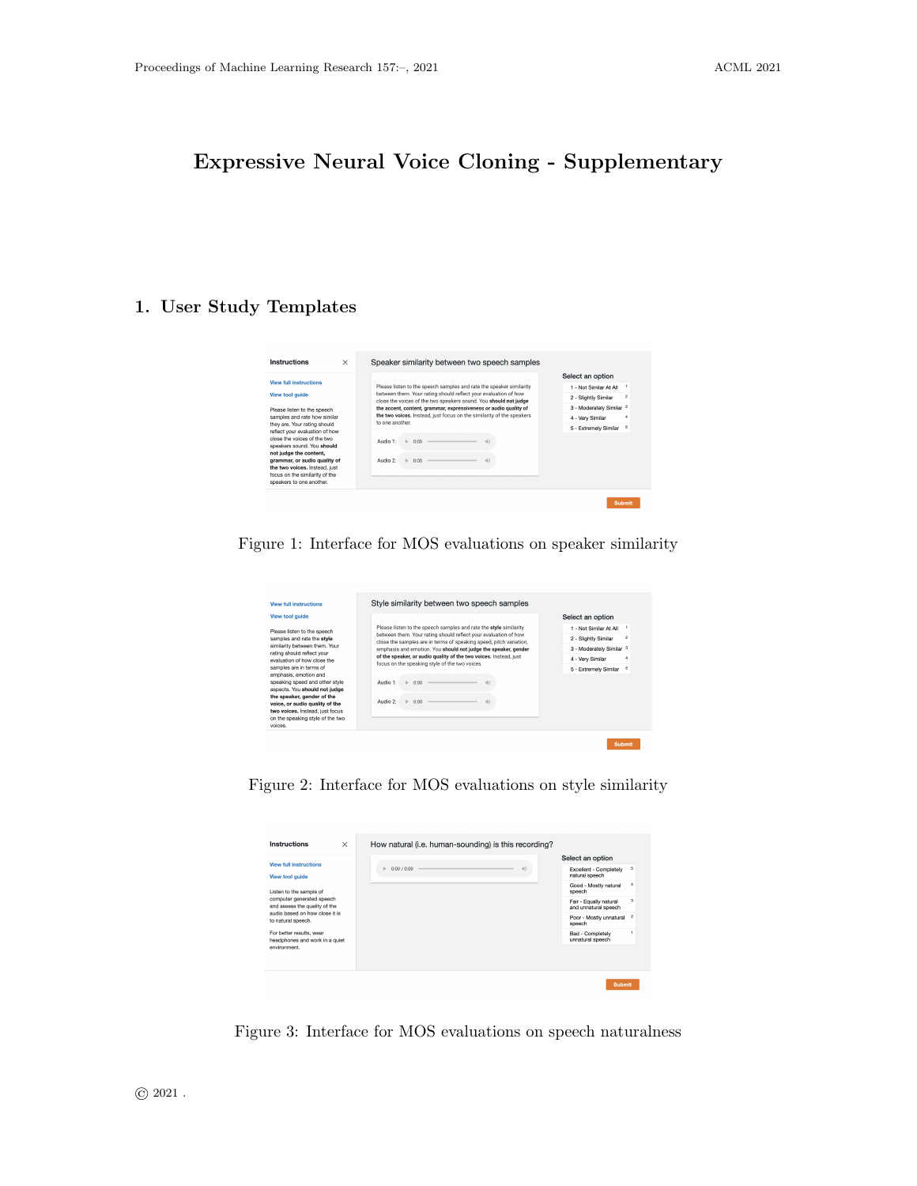# Expressive Neural Voice Cloning - Supplementary

## 1. User Study Templates

Figure 1: Interface for MOS evaluations on speaker similarity

Figure 2: Interface for MOS evaluations on style similarity

Figure 3: Interface for MOS evaluations on speech naturalness

© 2021 .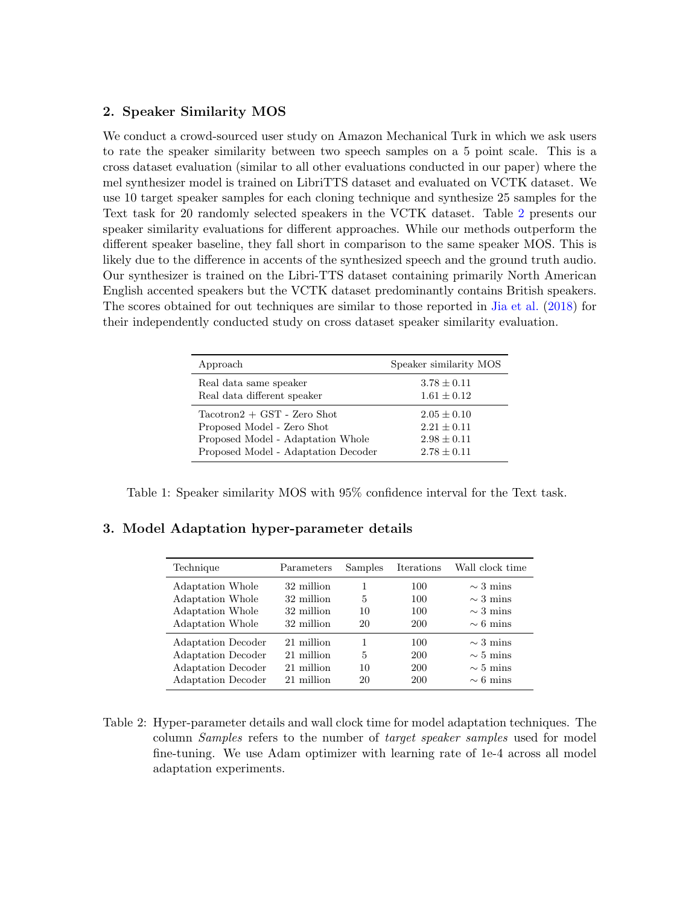## 2. Speaker Similarity MOS

We conduct a crowd-sourced user study on Amazon Mechanical Turk in which we ask users to rate the speaker similarity between two speech samples on a 5 point scale. This is a cross dataset evaluation (similar to all other evaluations conducted in our paper) where the mel synthesizer model is trained on LibriTTS dataset and evaluated on VCTK dataset. We use 10 target speaker samples for each cloning technique and synthesize 25 samples for the Text task for 20 randomly selected speakers in the VCTK dataset. Table 2 presents our speaker similarity evaluations for different approaches. While our methods outperform the different speaker baseline, they fall short in comparison to the same speaker MOS. This is likely due to the difference in accents of the synthesized speech and the ground truth audio. Our synthesizer is trained on the Libri-TTS dataset containing primarily North American English accented speakers but the VCTK dataset predominantly contains British speakers. The scores obtained for out techniques are similar to those reported in Jia et al. (2018) for their independently conducted study on cross dataset speaker similarity evaluation.

| Approach | Speaker similarity MOS |
|---|---|
| Real data same speaker | $3.78 \pm 0.11$ |
| Real data different speaker | $1.61 \pm 0.12$ |
| Tacotron2 + GST - Zero Shot | $2.05 \pm 0.10$ |
| Proposed Model - Zero Shot | $2.21 \pm 0.11$ |
| Proposed Model - Adaptation Whole | $2.98 \pm 0.11$ |
| Proposed Model - Adaptation Decoder | $2.78 \pm 0.11$ |

Table 1: Speaker similarity MOS with 95% confidence interval for the Text task.

## 3. Model Adaptation hyper-parameter details

| Technique | Parameters | Samples | Iterations | Wall clock time |
|---|---|---|---|---|
| Adaptation Whole | 32 million | 1 | 100 | $\sim 3$ mins |
| Adaptation Whole | 32 million | 5 | 100 | $\sim 3$ mins |
| Adaptation Whole | 32 million | 10 | 100 | $\sim 3$ mins |
| Adaptation Whole | 32 million | 20 | 200 | $\sim 6$ mins |
| Adaptation Decoder | 21 million | 1 | 100 | $\sim 3$ mins |
| Adaptation Decoder | 21 million | 5 | 200 | $\sim 5$ mins |
| Adaptation Decoder | 21 million | 10 | 200 | $\sim 5$ mins |
| Adaptation Decoder | 21 million | 20 | 200 | $\sim 6$ mins |

Table 2: Hyper-parameter details and wall clock time for model adaptation techniques. The column *Samples* refers to the number of *target speaker samples* used for model fine-tuning. We use Adam optimizer with learning rate of 1e-4 across all model adaptation experiments.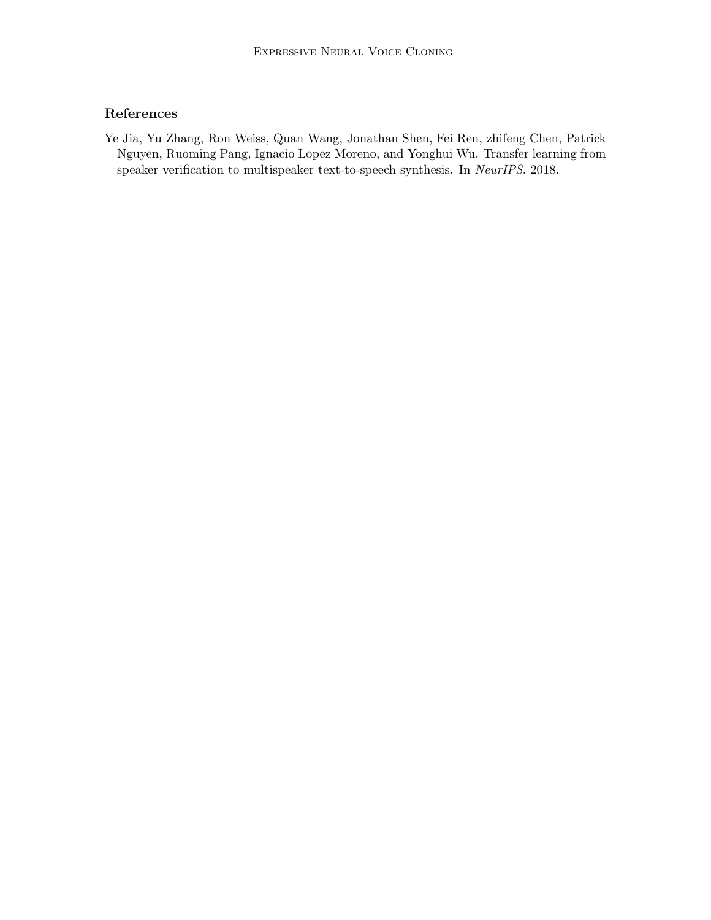## References

Ye Jia, Yu Zhang, Ron Weiss, Quan Wang, Jonathan Shen, Fei Ren, zhifeng Chen, Patrick Nguyen, Ruoming Pang, Ignacio Lopez Moreno, and Yonghui Wu. Transfer learning from speaker verification to multispeaker text-to-speech synthesis. In *NeurIPS*. 2018.